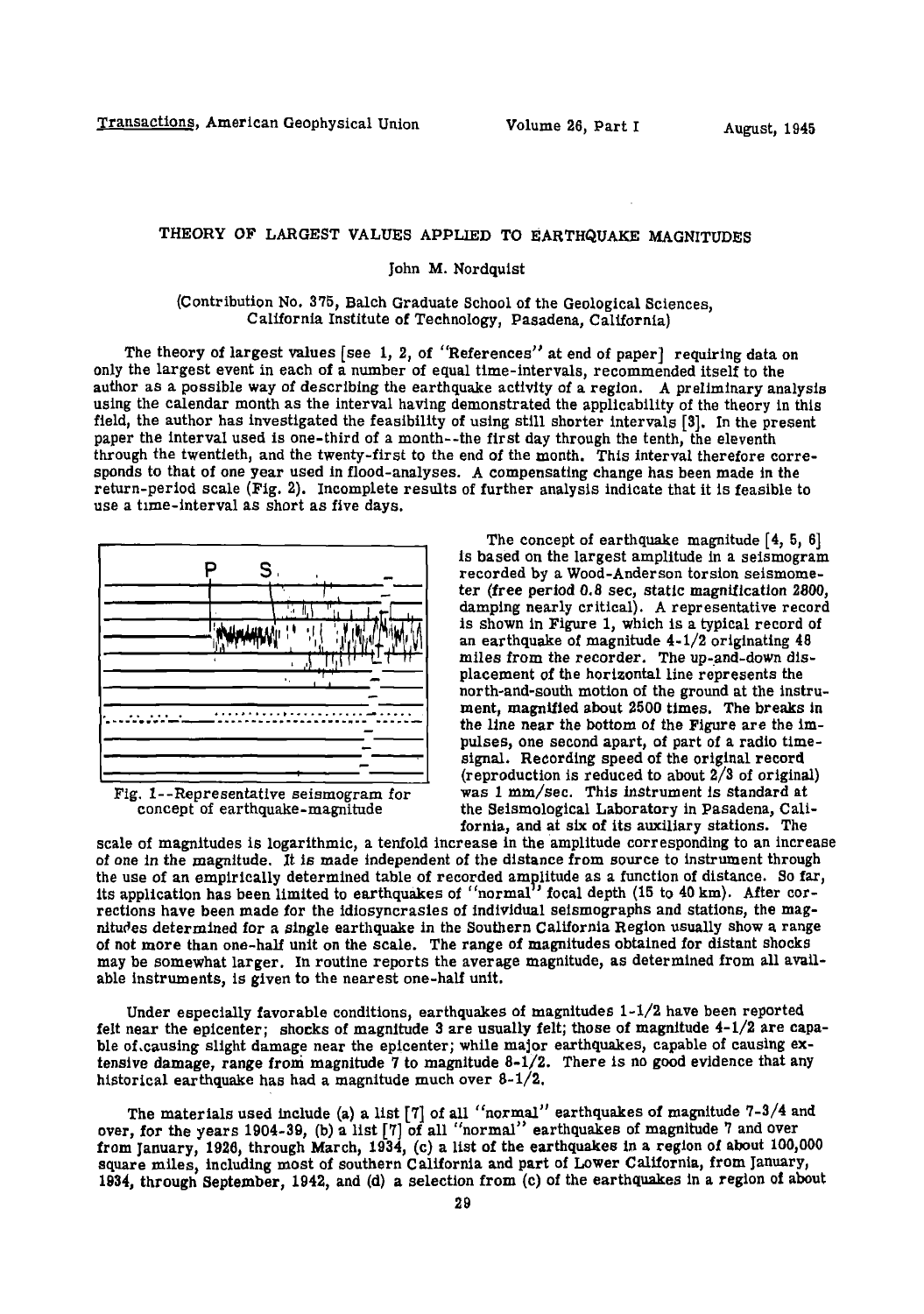# THEORY OF LARGEST VALUES APPLIED TO EARTHQUAKE MAGNITUDES

John M. Nordquist

(Contribution No. 375, Balch Graduate School of the Geological Sciences, California Institute of Technology, Pasadena, California)

The theory of largest values [see 1, 2, of "References" at end of paper] requiring data on only the largest event in each of a number of equal time-intervals, recommended itself to the author as a possible way of describing the earthquake activity of a region. A preliminary analysis using the calendar month as the interval having demonstrated the applicability of the theory in this field, the author has investigated the feasibility of using still shorter intervals [3]. In the present paper the interval used is one-third of a month--the first day through the tenth, the eleventh through the twentieth, and the twenty-first to the end of the month. This interval therefore corresponds to that of one year used in flood-analyses. A compensating change has been made in the return-period scale (Fig. 2). Incomplete results of further analysis indicate that it is feasible to use a time-interval as short as five days.

Fig. 1--Representative seismogram for concept of earthquake-magnitude

The concept of earthquake magnitude [4, 5, 6] is based on the largest amplitude in a seismogram recorded by a Wood-Anderson torsion seismometer (free period 0.8 sec, static magnification 2800, damping nearly critical). A representative record is shown in Figure 1, which is a typical record of an earthquake of magnitude 4-1/2 originating 48 miles from the recorder. The up-and-down displacement of the horizontal line represents the north-and-south motion of the ground at the instrument, magnified about 2500 times. The breaks in the line near the bottom of the Figure are the impulses, one second apart, of part of a radio time-signal. Recording speed of the original record (reproduction is reduced to about 2/3 of original) was 1 mm/sec. This instrument is standard at the Seismological Laboratory in Pasadena, California, and at six of its auxiliary stations. The scale of magnitudes is logarithmic, a tenfold increase in the amplitude corresponding to an increase of one in the magnitude. It is made independent of the distance from source to instrument through the use of an empirically determined table of recorded amplitude as a function of distance. So far, its application has been limited to earthquakes of "normal" focal depth (15 to 40 km). After corrections have been made for the idiosyncrasies of individual seismographs and stations, the magnitudes determined for a single earthquake in the Southern California Region usually show a range of not more than one-half unit on the scale. The range of magnitudes obtained for distant shocks may be somewhat larger. In routine reports the average magnitude, as determined from all available instruments, is given to the nearest one-half unit.

Under especially favorable conditions, earthquakes of magnitudes 1-1/2 have been reported felt near the epicenter; shocks of magnitude 3 are usually felt; those of magnitude 4-1/2 are capable of causing slight damage near the epicenter; while major earthquakes, capable of causing extensive damage, range from magnitude 7 to magnitude 8-1/2. There is no good evidence that any historical earthquake has had a magnitude much over 8-1/2.

The materials used include (a) a list [7] of all "normal" earthquakes of magnitude 7-3/4 and over, for the years 1904-39, (b) a list [7] of all "normal" earthquakes of magnitude 7 and over from January, 1926, through March, 1934, (c) a list of the earthquakes in a region of about 100,000 square miles, including most of southern California and part of Lower California, from January, 1934, through September, 1942, and (d) a selection from (c) of the earthquakes in a region of about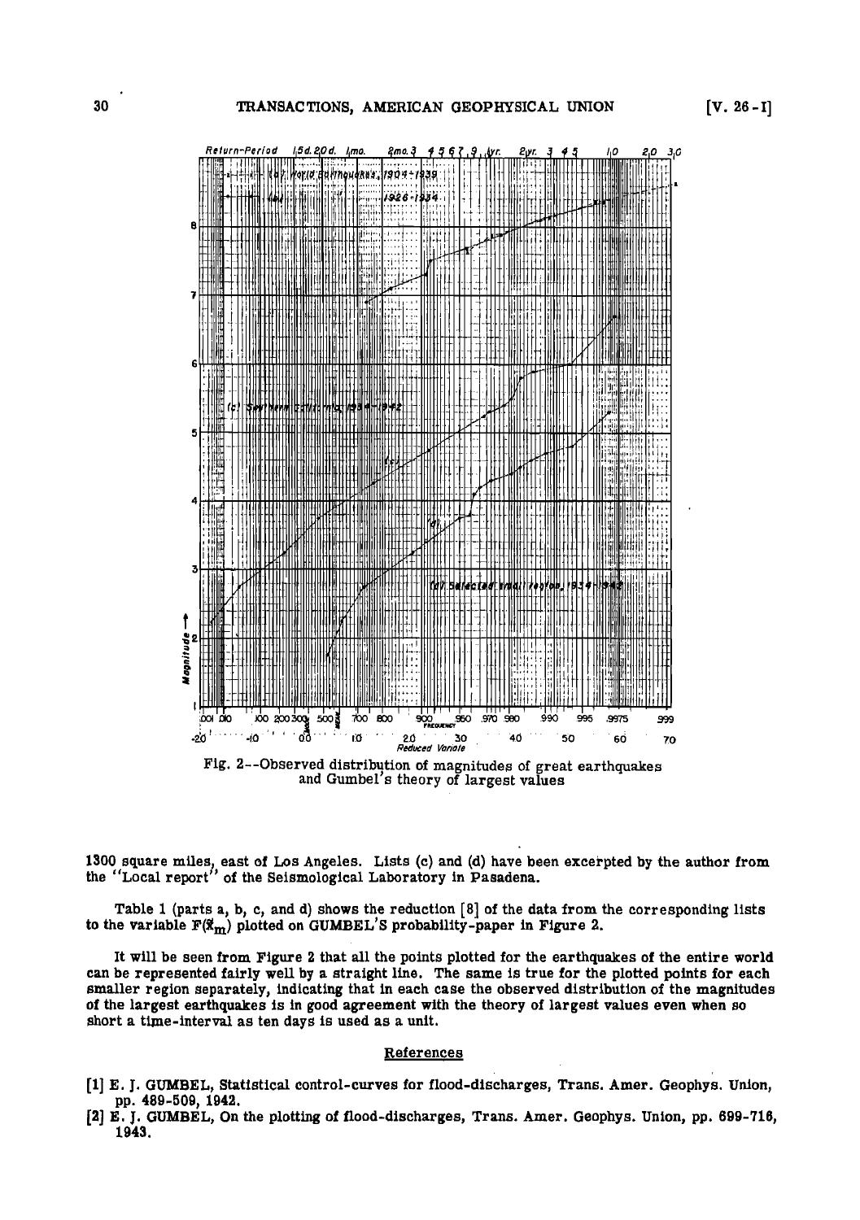Fig. 2--Observed distribution of magnitudes of great earthquakes and Gumbel's theory of largest values

1300 square miles, east of Los Angeles. Lists (c) and (d) have been excerpted by the author from the "Local report" of the Seismological Laboratory in Pasadena.

Table 1 (parts a, b, c, and d) shows the reduction [8] of the data from the corresponding lists to the variable $F(\bar{x}_m)$ plotted on GUMBEL'S probability-paper in Figure 2.

It will be seen from Figure 2 that all the points plotted for the earthquakes of the entire world can be represented fairly well by a straight line. The same is true for the plotted points for each smaller region separately, indicating that in each case the observed distribution of the magnitudes of the largest earthquakes is in good agreement with the theory of largest values even when so short a time-interval as ten days is used as a unit.

## References

[1] E. J. GUMBEL, Statistical control-curves for flood-discharges, Trans. Amer. Geophys. Union, pp. 489-509, 1942.

[2] E. J. GUMBEL, On the plotting of flood-discharges, Trans. Amer. Geophys. Union, pp. 699-716, 1943.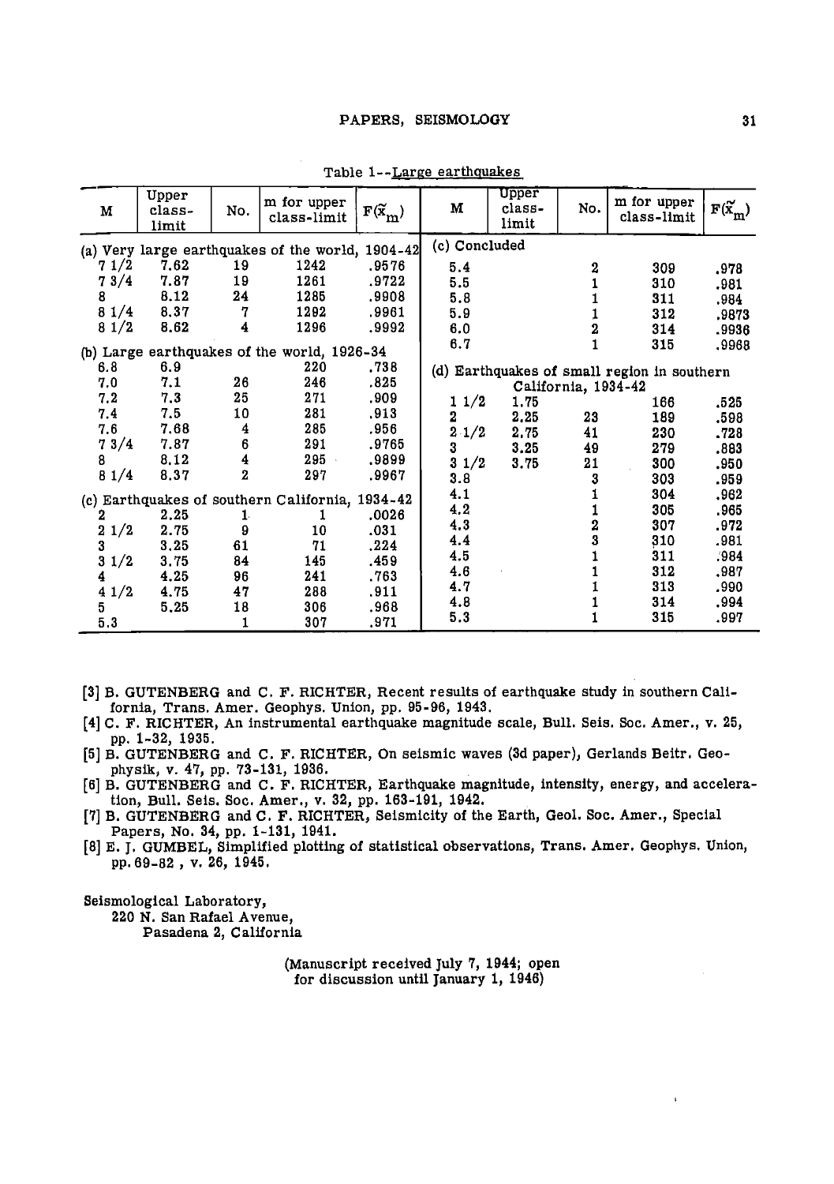Table 1--Large earthquakes

| M | Upper class-limit | No. | m for upper class-limit | $F(\tilde{x}_m)$ | M | Upper class-limit | No. | m for upper class-limit | $F(\tilde{x}_m)$ |
|---|---|---|---|---|---|---|---|---|---|
| (a) Very large earthquakes of the world, 1904-42 | | | | | (c) Concluded | | | | |
| 7 1/2 | 7.62 | 19 | 1242 | .9576 | 5.4 | | 2 | 309 | .978 |
| 7 3/4 | 7.87 | 19 | 1261 | .9722 | 5.5 | | 1 | 310 | .981 |
| 8 | 8.12 | 24 | 1285 | .9908 | 5.8 | | 1 | 311 | .984 |
| 8 1/4 | 8.37 | 7 | 1292 | .9961 | 5.9 | | 1 | 312 | .9873 |
| 8 1/2 | 8.62 | 4 | 1296 | .9992 | 6.0 | | 2 | 314 | .9936 |
| (b) Large earthquakes of the world, 1926-34 | | | | | 6.7 | | 1 | 315 | .9968 |
| 6.8 | 6.9 | | 220 | .738 | (d) Earthquakes of small region in southern California, 1934-42 | | | | |
| 7.0 | 7.1 | 26 | 246 | .825 | | | | | |
| 7.2 | 7.3 | 25 | 271 | .909 | 1 1/2 | 1.75 | | 166 | .525 |
| 7.4 | 7.5 | 10 | 281 | .913 | 2 | 2.25 | 23 | 189 | .598 |
| 7.6 | 7.68 | 4 | 285 | .956 | 2 1/2 | 2.75 | 41 | 230 | .728 |
| 7 3/4 | 7.87 | 6 | 291 | .9765 | 3 | 3.25 | 49 | 279 | .883 |
| 8 | 8.12 | 4 | 295 | .9899 | 3 1/2 | 3.75 | 21 | 300 | .950 |
| 8 1/4 | 8.37 | 2 | 297 | .9967 | 3.8 | | 3 | 303 | .959 |
| (c) Earthquakes of southern California, 1934-42 | | | | | 4.1 | | 1 | 304 | .962 |
| 2 | 2.25 | 1 | 1 | .0026 | 4.2 | | 1 | 305 | .965 |
| 2 1/2 | 2.75 | 9 | 10 | .031 | 4.3 | | 2 | 307 | .972 |
| 3 | 3.25 | 61 | 71 | .224 | 4.4 | | 3 | 310 | .981 |
| 3 1/2 | 3.75 | 84 | 145 | .459 | 4.5 | | 1 | 311 | .984 |
| 4 | 4.25 | 96 | 241 | .763 | 4.6 | | 1 | 312 | .987 |
| 4 1/2 | 4.75 | 47 | 288 | .911 | 4.7 | | 1 | 313 | .990 |
| 5 | 5.25 | 18 | 306 | .968 | 4.8 | | 1 | 314 | .994 |
| 5.3 | | 1 | 307 | .971 | 5.3 | | 1 | 315 | .997 |

[3] B. GUTENBERG and C. F. RICHTER, Recent results of earthquake study in southern California, Trans. Amer. Geophys. Union, pp. 95-96, 1943.

[4] C. F. RICHTER, An instrumental earthquake magnitude scale, Bull. Seis. Soc. Amer., v. 25, pp. 1-32, 1935.

[5] B. GUTENBERG and C. F. RICHTER, On seismic waves (3d paper), Gerlands Beitr. Geophysik, v. 47, pp. 73-131, 1936.

[6] B. GUTENBERG and C. F. RICHTER, Earthquake magnitude, intensity, energy, and acceleration, Bull. Seis. Soc. Amer., v. 32, pp. 163-191, 1942.

[7] B. GUTENBERG and C. F. RICHTER, Seismicity of the Earth, Geol. Soc. Amer., Special Papers, No. 34, pp. 1-131, 1941.

[8] E. J. GUMBEL, Simplified plotting of statistical observations, Trans. Amer. Geophys. Union, pp. 69-82 , v. 26, 1945.

Seismological Laboratory,
220 N. San Rafael Avenue,
Pasadena 2, California

(Manuscript received July 7, 1944; open for discussion until January 1, 1946)